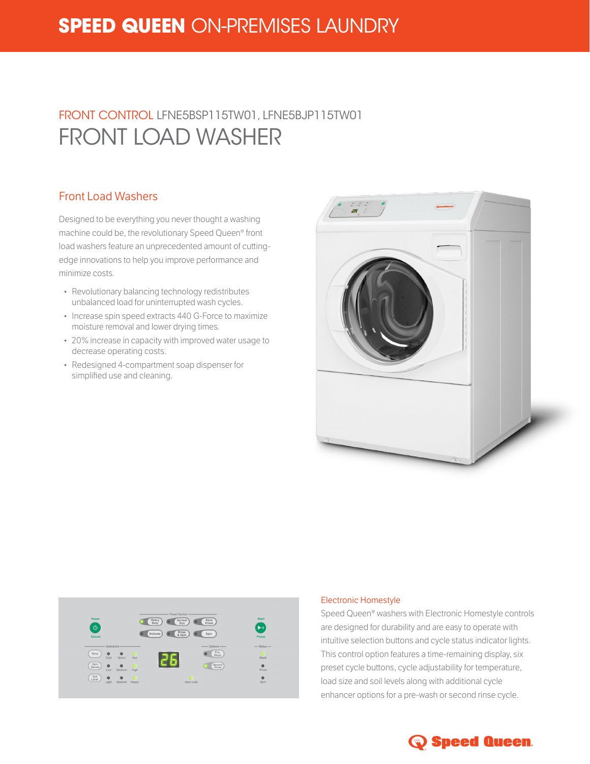# SPEED QUEEN ON-PREMISES LAUNDRY

FRONT CONTROL LFNE5BSP115TW01, LFNE5BJP115TW01

# FRONT LOAD WASHER

## Front Load Washers

Designed to be everything you never thought a washing machine could be, the revolutionary Speed Queen® front load washers feature an unprecedented amount of cutting-edge innovations to help you improve performance and minimize costs.

- Revolutionary balancing technology redistributes unbalanced load for uninterrupted wash cycles.
- Increase spin speed extracts 440 G-Force to maximize moisture removal and lower drying times.
- 20% increase in capacity with improved water usage to decrease operating costs.
- Redesigned 4-compartment soap dispenser for simplified use and cleaning.

## Electronic Homestyle

Speed Queen® washers with Electronic Homestyle controls are designed for durability and are easy to operate with intuitive selection buttons and cycle status indicator lights. This control option features a time-remaining display, six preset cycle buttons, cycle adjustability for temperature, load size and soil levels along with additional cycle enhancer options for a pre-wash or second rinse cycle.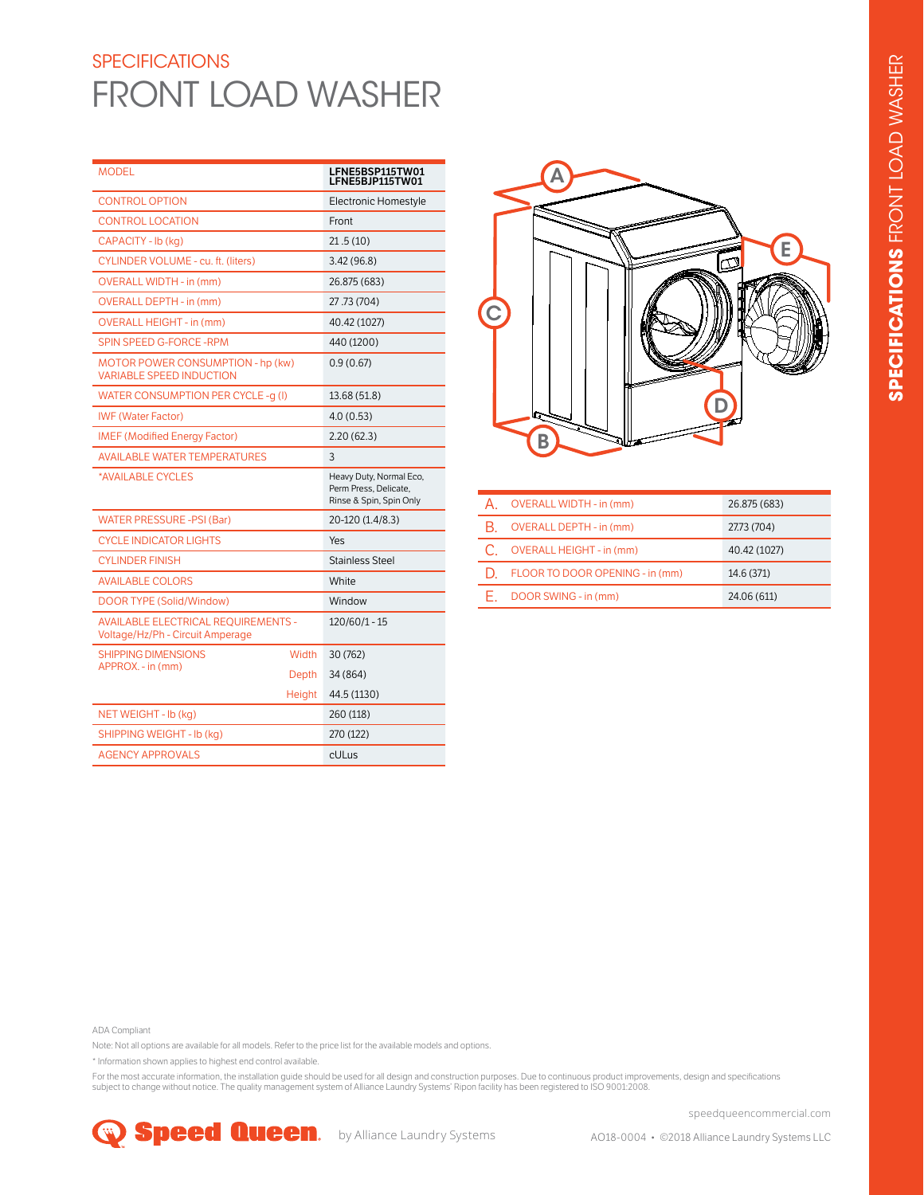# SPECIFICATIONS
# FRONT LOAD WASHER

| MODEL | LFNE5BSP115TW01 LFNE5BJP115TW01 |
| --- | --- |
| CONTROL OPTION | Electronic Homestyle |
| CONTROL LOCATION | Front |
| CAPACITY - lb (kg) | 21 .5 (10) |
| CYLINDER VOLUME - cu. ft. (liters) | 3.42 (96.8) |
| OVERALL WIDTH - in (mm) | 26.875 (683) |
| OVERALL DEPTH - in (mm) | 27 .73 (704) |
| OVERALL HEIGHT - in (mm) | 40.42 (1027) |
| SPIN SPEED G-FORCE -RPM | 440 (1200) |
| MOTOR POWER CONSUMPTION - hp (kw) VARIABLE SPEED INDUCTION | 0.9 (0.67) |
| WATER CONSUMPTION PER CYCLE -g (l) | 13.68 (51.8) |
| IWF (Water Factor) | 4.0 (0.53) |
| IMEF (Modified Energy Factor) | 2.20 (62.3) |
| AVAILABLE WATER TEMPERATURES | 3 |
| *AVAILABLE CYCLES | Heavy Duty, Normal Eco, Perm Press, Delicate, Rinse & Spin, Spin Only |
| WATER PRESSURE -PSI (Bar) | 20-120 (1.4/8.3) |
| CYCLE INDICATOR LIGHTS | Yes |
| CYLINDER FINISH | Stainless Steel |
| AVAILABLE COLORS | White |
| DOOR TYPE (Solid/Window) | Window |
| AVAILABLE ELECTRICAL REQUIREMENTS - Voltage/Hz/Ph - Circuit Amperage | 120/60/1 - 15 |
| SHIPPING DIMENSIONS APPROX. - in (mm) Width | 30 (762) |
| Depth | 34 (864) |
| Height | 44.5 (1130) |
| NET WEIGHT - lb (kg) | 260 (118) |
| SHIPPING WEIGHT - lb (kg) | 270 (122) |
| AGENCY APPROVALS | cULus |

| | | |
| --- | --- | --- |
| A. | OVERALL WIDTH - in (mm) | 26.875 (683) |
| B. | OVERALL DEPTH - in (mm) | 27.73 (704) |
| C. | OVERALL HEIGHT - in (mm) | 40.42 (1027) |
| D. | FLOOR TO DOOR OPENING - in (mm) | 14.6 (371) |
| E. | DOOR SWING - in (mm) | 24.06 (611) |

ADA Compliant

Note: Not all options are available for all models. Refer to the price list for the available models and options.

* Information shown applies to highest end control available.

For the most accurate information, the installation guide should be used for all design and construction purposes. Due to continuous product improvements, design and specifications subject to change without notice. The quality management system of Alliance Laundry Systems' Ripon facility has been registered to ISO 9001:2008.

Speed Queen. by Alliance Laundry Systems

speedqueencommercial.com

AO18-0004 • ©2018 Alliance Laundry Systems LLC